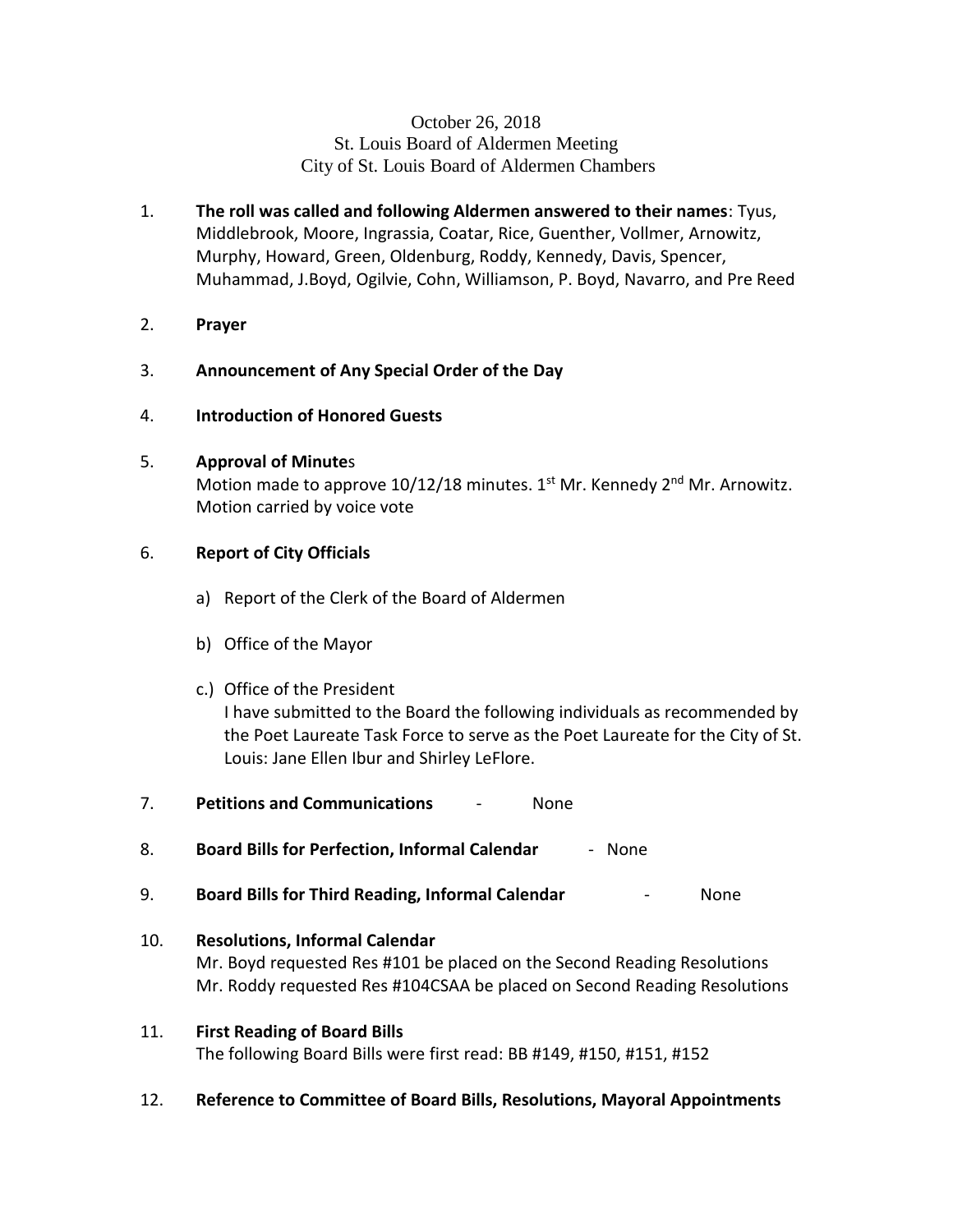October 26, 2018
St. Louis Board of Aldermen Meeting
City of St. Louis Board of Aldermen Chambers

1. **The roll was called and following Aldermen answered to their names**: Tyus, Middlebrook, Moore, Ingrassia, Coatar, Rice, Guenther, Vollmer, Arnowitz, Murphy, Howard, Green, Oldenburg, Roddy, Kennedy, Davis, Spencer, Muhammad, J.Boyd, Ogilvie, Cohn, Williamson, P. Boyd, Navarro, and Pre Reed

2. **Prayer**

3. **Announcement of Any Special Order of the Day**

4. **Introduction of Honored Guests**

5. **Approval of Minute**s
   Motion made to approve 10/12/18 minutes. 1st Mr. Kennedy 2nd Mr. Arnowitz. Motion carried by voice vote

6. **Report of City Officials**

   a) Report of the Clerk of the Board of Aldermen

   b) Office of the Mayor

   c.) Office of the President
   I have submitted to the Board the following individuals as recommended by the Poet Laureate Task Force to serve as the Poet Laureate for the City of St. Louis: Jane Ellen Ibur and Shirley LeFlore.

7. **Petitions and Communications** - None

8. **Board Bills for Perfection, Informal Calendar** - None

9. **Board Bills for Third Reading, Informal Calendar** - None

10. **Resolutions, Informal Calendar**
    Mr. Boyd requested Res #101 be placed on the Second Reading Resolutions
    Mr. Roddy requested Res #104CSAA be placed on Second Reading Resolutions

11. **First Reading of Board Bills**
    The following Board Bills were first read: BB #149, #150, #151, #152

12. **Reference to Committee of Board Bills, Resolutions, Mayoral Appointments**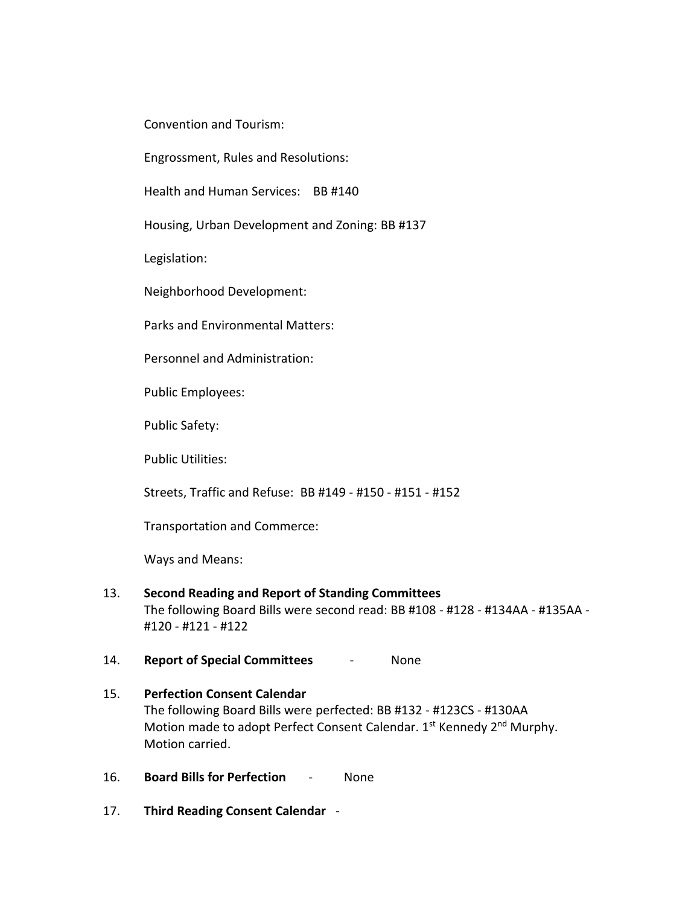Convention and Tourism:

Engrossment, Rules and Resolutions:

Health and Human Services: BB #140

Housing, Urban Development and Zoning: BB #137

Legislation:

Neighborhood Development:

Parks and Environmental Matters:

Personnel and Administration:

Public Employees:

Public Safety:

Public Utilities:

Streets, Traffic and Refuse: BB #149 - #150 - #151 - #152

Transportation and Commerce:

Ways and Means:

13. **Second Reading and Report of Standing Committees**
    The following Board Bills were second read: BB #108 - #128 - #134AA - #135AA - #120 - #121 - #122

14. **Report of Special Committees** - None

15. **Perfection Consent Calendar**
    The following Board Bills were perfected: BB #132 - #123CS - #130AA
    Motion made to adopt Perfect Consent Calendar. 1st Kennedy 2nd Murphy. Motion carried.

16. **Board Bills for Perfection** - None

17. **Third Reading Consent Calendar** -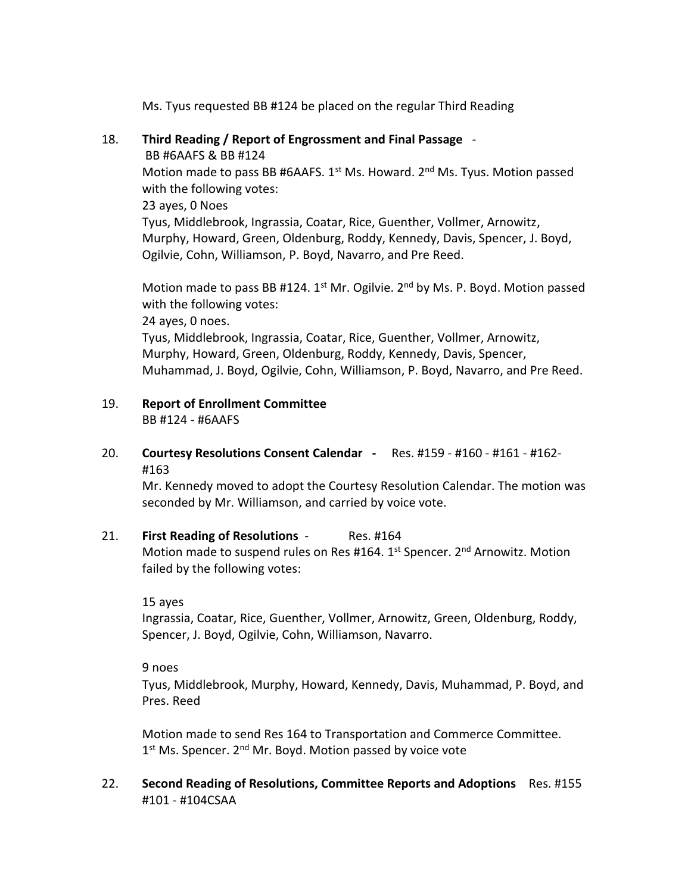Ms. Tyus requested BB #124 be placed on the regular Third Reading

18. **Third Reading / Report of Engrossment and Final Passage** -
    BB #6AAFS & BB #124
    Motion made to pass BB #6AAFS. 1st Ms. Howard. 2nd Ms. Tyus. Motion passed with the following votes:
    23 ayes, 0 Noes
    Tyus, Middlebrook, Ingrassia, Coatar, Rice, Guenther, Vollmer, Arnowitz, Murphy, Howard, Green, Oldenburg, Roddy, Kennedy, Davis, Spencer, J. Boyd, Ogilvie, Cohn, Williamson, P. Boyd, Navarro, and Pre Reed.

    Motion made to pass BB #124. 1st Mr. Ogilvie. 2nd by Ms. P. Boyd. Motion passed with the following votes:
    24 ayes, 0 noes.
    Tyus, Middlebrook, Ingrassia, Coatar, Rice, Guenther, Vollmer, Arnowitz, Murphy, Howard, Green, Oldenburg, Roddy, Kennedy, Davis, Spencer, Muhammad, J. Boyd, Ogilvie, Cohn, Williamson, P. Boyd, Navarro, and Pre Reed.

19. **Report of Enrollment Committee**
    BB #124 - #6AAFS

20. **Courtesy Resolutions Consent Calendar -** Res. #159 - #160 - #161 - #162- #163
    Mr. Kennedy moved to adopt the Courtesy Resolution Calendar. The motion was seconded by Mr. Williamson, and carried by voice vote.

21. **First Reading of Resolutions** - Res. #164
    Motion made to suspend rules on Res #164. 1st Spencer. 2nd Arnowitz. Motion failed by the following votes:

    15 ayes
    Ingrassia, Coatar, Rice, Guenther, Vollmer, Arnowitz, Green, Oldenburg, Roddy, Spencer, J. Boyd, Ogilvie, Cohn, Williamson, Navarro.

    9 noes
    Tyus, Middlebrook, Murphy, Howard, Kennedy, Davis, Muhammad, P. Boyd, and Pres. Reed

    Motion made to send Res 164 to Transportation and Commerce Committee. 1st Ms. Spencer. 2nd Mr. Boyd. Motion passed by voice vote

22. **Second Reading of Resolutions, Committee Reports and Adoptions** Res. #155 #101 - #104CSAA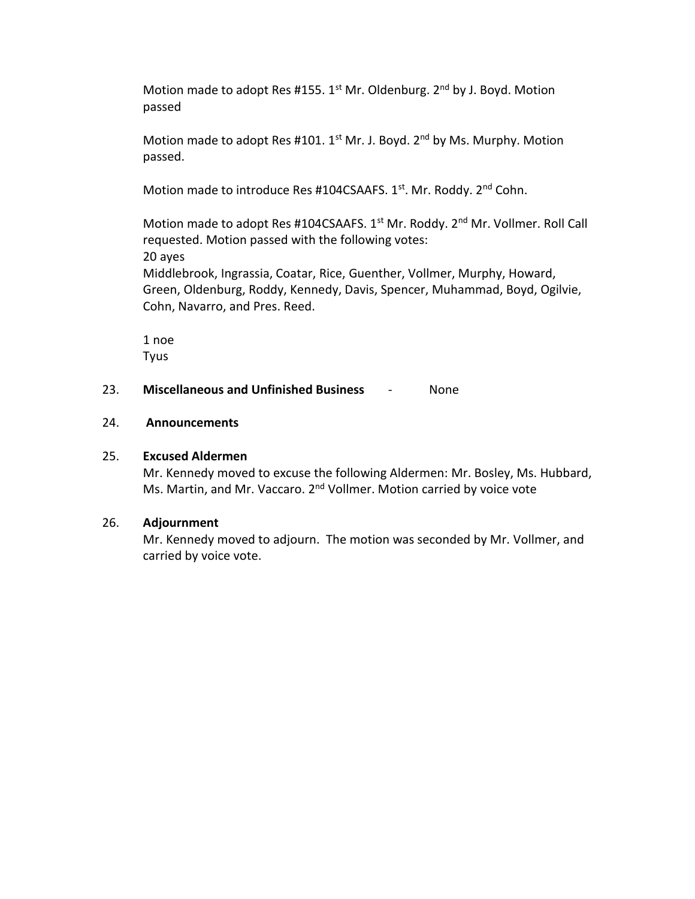Motion made to adopt Res #155. 1st Mr. Oldenburg. 2nd by J. Boyd. Motion passed

Motion made to adopt Res #101. 1st Mr. J. Boyd. 2nd by Ms. Murphy. Motion passed.

Motion made to introduce Res #104CSAAFS. 1st. Mr. Roddy. 2nd Cohn.

Motion made to adopt Res #104CSAAFS. 1st Mr. Roddy. 2nd Mr. Vollmer. Roll Call requested. Motion passed with the following votes:
20 ayes
Middlebrook, Ingrassia, Coatar, Rice, Guenther, Vollmer, Murphy, Howard, Green, Oldenburg, Roddy, Kennedy, Davis, Spencer, Muhammad, Boyd, Ogilvie, Cohn, Navarro, and Pres. Reed.

1 noe
Tyus

23. **Miscellaneous and Unfinished Business** - None

24. **Announcements**

25. **Excused Aldermen**
Mr. Kennedy moved to excuse the following Aldermen: Mr. Bosley, Ms. Hubbard, Ms. Martin, and Mr. Vaccaro. 2nd Vollmer. Motion carried by voice vote

26. **Adjournment**
Mr. Kennedy moved to adjourn. The motion was seconded by Mr. Vollmer, and carried by voice vote.